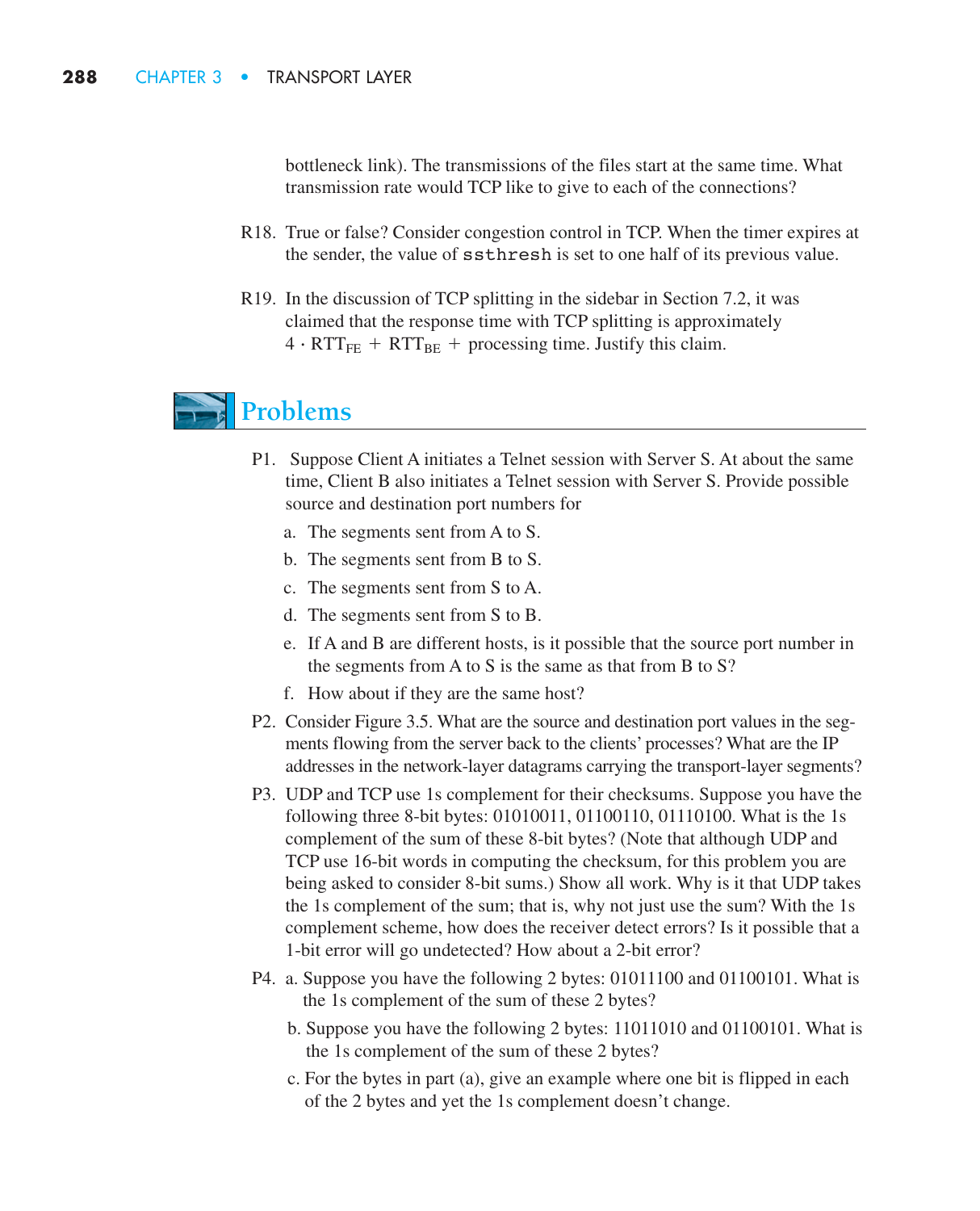bottleneck link). The transmissions of the files start at the same time. What transmission rate would TCP like to give to each of the connections?

R18. True or false? Consider congestion control in TCP. When the timer expires at the sender, the value of `ssthresh` is set to one half of its previous value.

R19. In the discussion of TCP splitting in the sidebar in Section 7.2, it was claimed that the response time with TCP splitting is approximately $4 \cdot \text{RTT}_{\text{FE}} + \text{RTT}_{\text{BE}} +$ processing time. Justify this claim.

## Problems

P1. Suppose Client A initiates a Telnet session with Server S. At about the same time, Client B also initiates a Telnet session with Server S. Provide possible source and destination port numbers for

a. The segments sent from A to S.

b. The segments sent from B to S.

c. The segments sent from S to A.

d. The segments sent from S to B.

e. If A and B are different hosts, is it possible that the source port number in the segments from A to S is the same as that from B to S?

f. How about if they are the same host?

P2. Consider Figure 3.5. What are the source and destination port values in the segments flowing from the server back to the clients' processes? What are the IP addresses in the network-layer datagrams carrying the transport-layer segments?

P3. UDP and TCP use 1s complement for their checksums. Suppose you have the following three 8-bit bytes: 01010011, 01100110, 01110100. What is the 1s complement of the sum of these 8-bit bytes? (Note that although UDP and TCP use 16-bit words in computing the checksum, for this problem you are being asked to consider 8-bit sums.) Show all work. Why is it that UDP takes the 1s complement of the sum; that is, why not just use the sum? With the 1s complement scheme, how does the receiver detect errors? Is it possible that a 1-bit error will go undetected? How about a 2-bit error?

P4. a. Suppose you have the following 2 bytes: 01011100 and 01100101. What is the 1s complement of the sum of these 2 bytes?

b. Suppose you have the following 2 bytes: 11011010 and 01100101. What is the 1s complement of the sum of these 2 bytes?

c. For the bytes in part (a), give an example where one bit is flipped in each of the 2 bytes and yet the 1s complement doesn't change.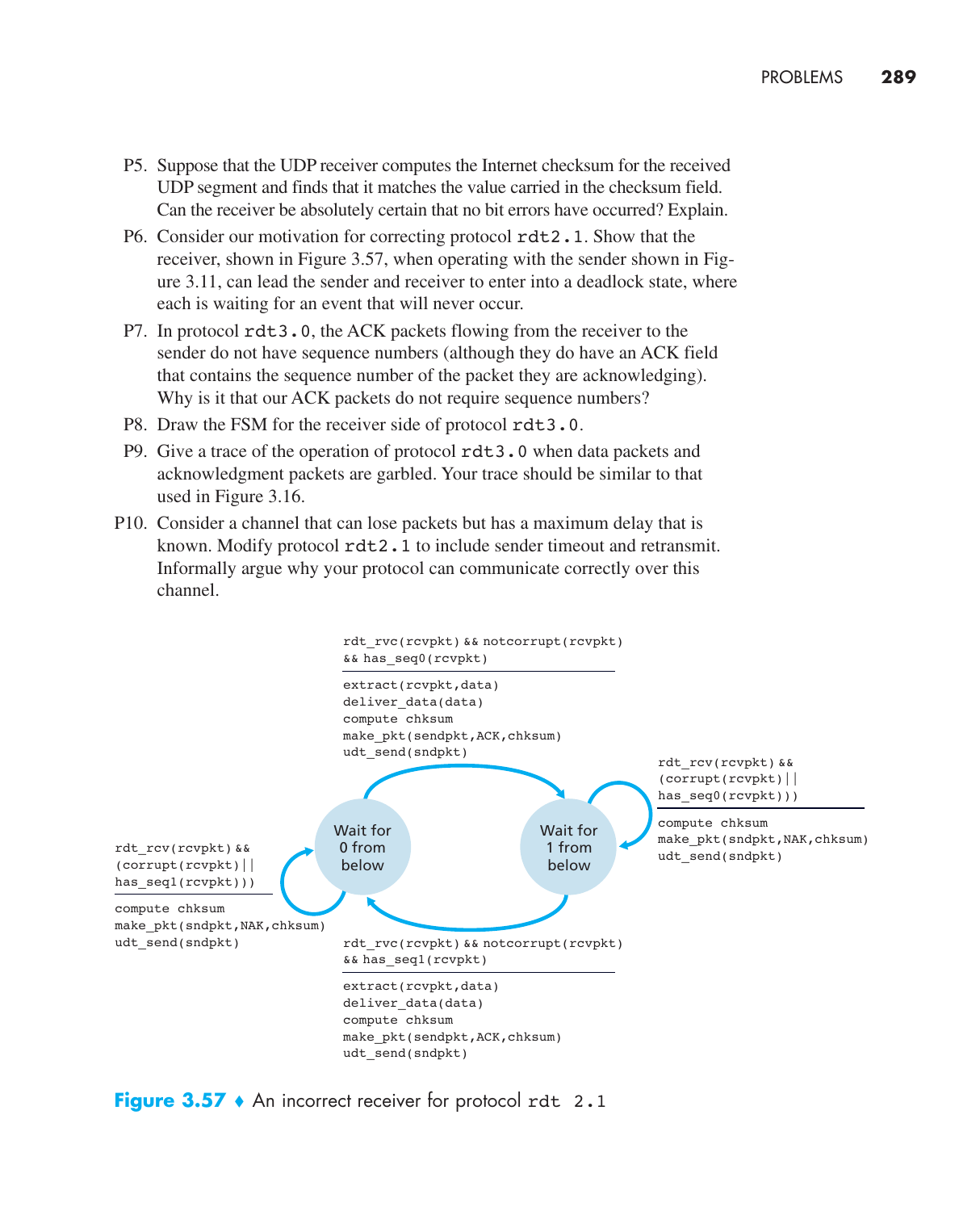P5. Suppose that the UDP receiver computes the Internet checksum for the received UDP segment and finds that it matches the value carried in the checksum field. Can the receiver be absolutely certain that no bit errors have occurred? Explain.

P6. Consider our motivation for correcting protocol `rdt2.1`. Show that the receiver, shown in Figure 3.57, when operating with the sender shown in Figure 3.11, can lead the sender and receiver to enter into a deadlock state, where each is waiting for an event that will never occur.

P7. In protocol `rdt3.0`, the ACK packets flowing from the receiver to the sender do not have sequence numbers (although they do have an ACK field that contains the sequence number of the packet they are acknowledging). Why is it that our ACK packets do not require sequence numbers?

P8. Draw the FSM for the receiver side of protocol `rdt3.0`.

P9. Give a trace of the operation of protocol `rdt3.0` when data packets and acknowledgment packets are garbled. Your trace should be similar to that used in Figure 3.16.

P10. Consider a channel that can lose packets but has a maximum delay that is known. Modify protocol `rdt2.1` to include sender timeout and retransmit. Informally argue why your protocol can communicate correctly over this channel.

```
States: "Wait for 0 from below", "Wait for 1 from below"

Wait for 0 from below -> Wait for 1 from below:
rdt_rvc(rcvpkt) && notcorrupt(rcvpkt)
&& has_seq0(rcvpkt)
-----------------------------------
extract(rcvpkt,data)
deliver_data(data)
compute chksum
make_pkt(sendpkt,ACK,chksum)
udt_send(sndpkt)

Wait for 1 from below (self-loop):
rdt_rcv(rcvpkt) &&
(corrupt(rcvpkt)||
has_seq0(rcvpkt)))
-----------------------------------
compute chksum
make_pkt(sndpkt,NAK,chksum)
udt_send(sndpkt)

Wait for 0 from below (self-loop):
rdt_rcv(rcvpkt) &&
(corrupt(rcvpkt)||
has_seq1(rcvpkt)))
-----------------------------------
compute chksum
make_pkt(sndpkt,NAK,chksum)
udt_send(sndpkt)

Wait for 1 from below -> Wait for 0 from below:
rdt_rvc(rcvpkt) && notcorrupt(rcvpkt)
&& has_seq1(rcvpkt)
-----------------------------------
extract(rcvpkt,data)
deliver_data(data)
compute chksum
make_pkt(sendpkt,ACK,chksum)
udt_send(sndpkt)
```

**Figure 3.57** ♦ An incorrect receiver for protocol `rdt 2.1`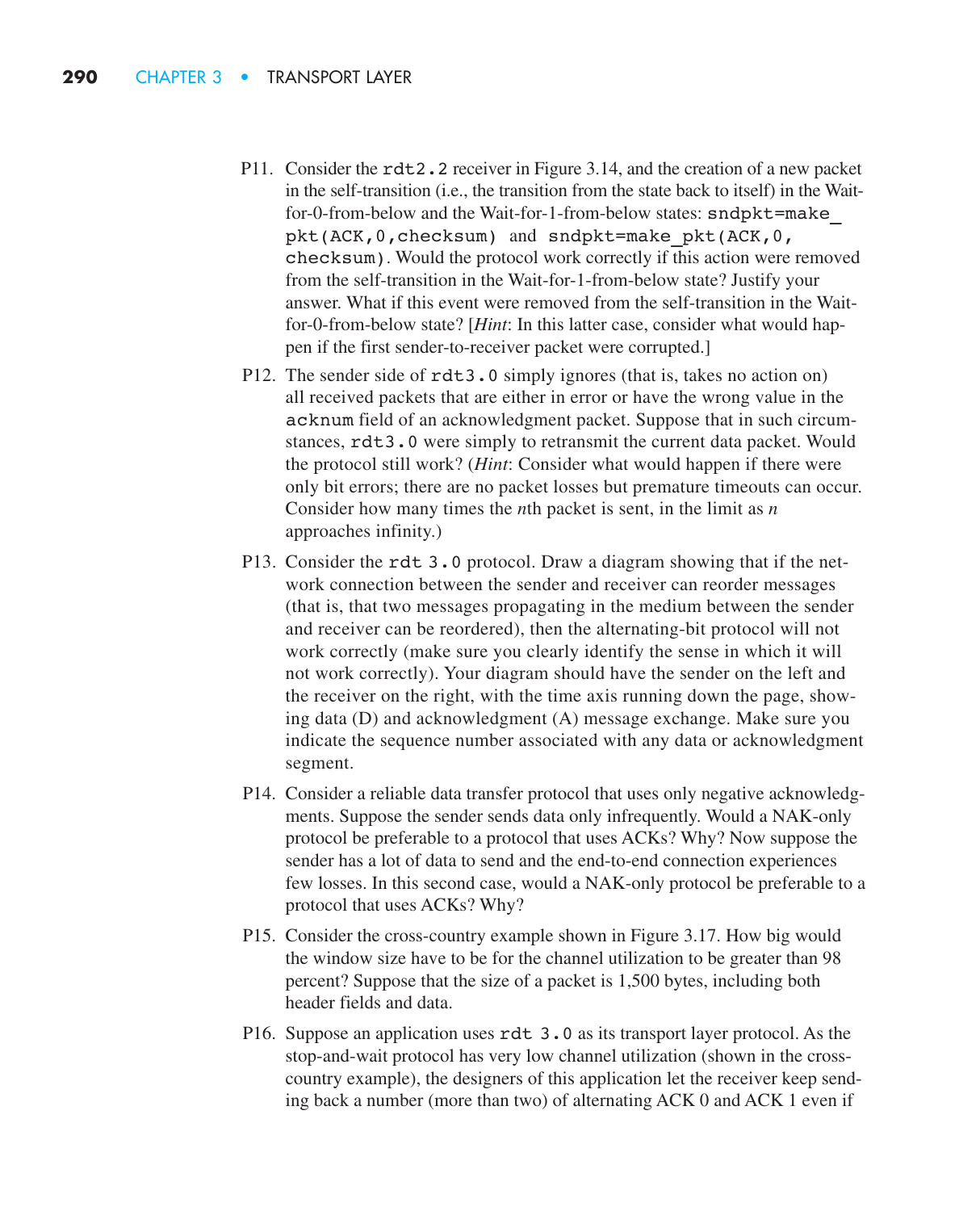P11. Consider the `rdt2.2` receiver in Figure 3.14, and the creation of a new packet in the self-transition (i.e., the transition from the state back to itself) in the Wait-for-0-from-below and the Wait-for-1-from-below states: `sndpkt=make_pkt(ACK,0,checksum)` and `sndpkt=make_pkt(ACK,0,checksum)`. Would the protocol work correctly if this action were removed from the self-transition in the Wait-for-1-from-below state? Justify your answer. What if this event were removed from the self-transition in the Wait-for-0-from-below state? [*Hint*: In this latter case, consider what would happen if the first sender-to-receiver packet were corrupted.]

P12. The sender side of `rdt3.0` simply ignores (that is, takes no action on) all received packets that are either in error or have the wrong value in the `acknum` field of an acknowledgment packet. Suppose that in such circumstances, `rdt3.0` were simply to retransmit the current data packet. Would the protocol still work? (*Hint*: Consider what would happen if there were only bit errors; there are no packet losses but premature timeouts can occur. Consider how many times the *n*th packet is sent, in the limit as *n* approaches infinity.)

P13. Consider the `rdt 3.0` protocol. Draw a diagram showing that if the network connection between the sender and receiver can reorder messages (that is, that two messages propagating in the medium between the sender and receiver can be reordered), then the alternating-bit protocol will not work correctly (make sure you clearly identify the sense in which it will not work correctly). Your diagram should have the sender on the left and the receiver on the right, with the time axis running down the page, showing data (D) and acknowledgment (A) message exchange. Make sure you indicate the sequence number associated with any data or acknowledgment segment.

P14. Consider a reliable data transfer protocol that uses only negative acknowledgments. Suppose the sender sends data only infrequently. Would a NAK-only protocol be preferable to a protocol that uses ACKs? Why? Now suppose the sender has a lot of data to send and the end-to-end connection experiences few losses. In this second case, would a NAK-only protocol be preferable to a protocol that uses ACKs? Why?

P15. Consider the cross-country example shown in Figure 3.17. How big would the window size have to be for the channel utilization to be greater than 98 percent? Suppose that the size of a packet is 1,500 bytes, including both header fields and data.

P16. Suppose an application uses `rdt 3.0` as its transport layer protocol. As the stop-and-wait protocol has very low channel utilization (shown in the cross-country example), the designers of this application let the receiver keep sending back a number (more than two) of alternating ACK 0 and ACK 1 even if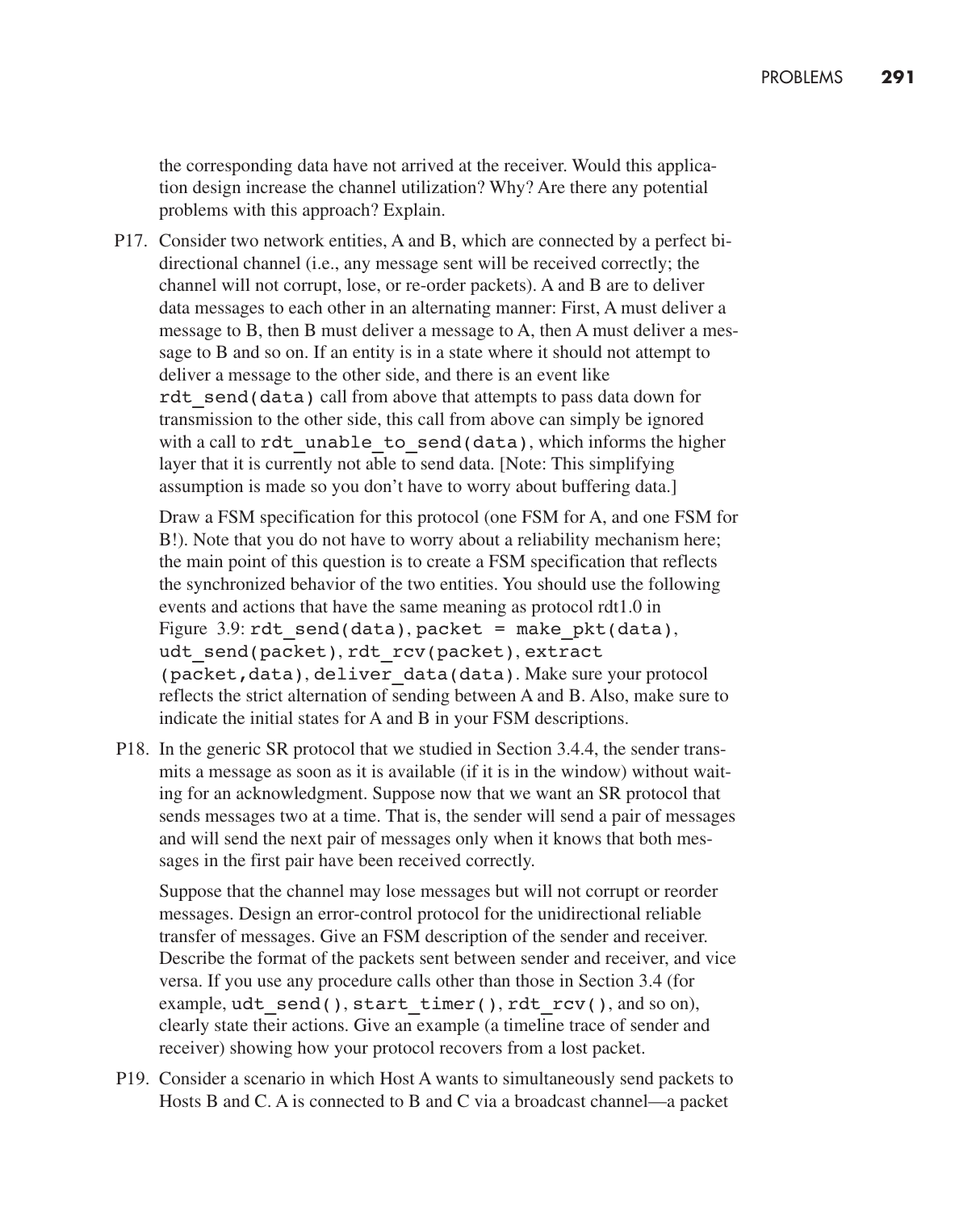the corresponding data have not arrived at the receiver. Would this application design increase the channel utilization? Why? Are there any potential problems with this approach? Explain.

P17. Consider two network entities, A and B, which are connected by a perfect bi-directional channel (i.e., any message sent will be received correctly; the channel will not corrupt, lose, or re-order packets). A and B are to deliver data messages to each other in an alternating manner: First, A must deliver a message to B, then B must deliver a message to A, then A must deliver a message to B and so on. If an entity is in a state where it should not attempt to deliver a message to the other side, and there is an event like `rdt_send(data)` call from above that attempts to pass data down for transmission to the other side, this call from above can simply be ignored with a call to `rdt_unable_to_send(data)`, which informs the higher layer that it is currently not able to send data. [Note: This simplifying assumption is made so you don't have to worry about buffering data.]

Draw a FSM specification for this protocol (one FSM for A, and one FSM for B!). Note that you do not have to worry about a reliability mechanism here; the main point of this question is to create a FSM specification that reflects the synchronized behavior of the two entities. You should use the following events and actions that have the same meaning as protocol rdt1.0 in Figure 3.9: `rdt_send(data)`, `packet = make_pkt(data)`, `udt_send(packet)`, `rdt_rcv(packet)`, `extract (packet,data)`, `deliver_data(data)`. Make sure your protocol reflects the strict alternation of sending between A and B. Also, make sure to indicate the initial states for A and B in your FSM descriptions.

P18. In the generic SR protocol that we studied in Section 3.4.4, the sender transmits a message as soon as it is available (if it is in the window) without waiting for an acknowledgment. Suppose now that we want an SR protocol that sends messages two at a time. That is, the sender will send a pair of messages and will send the next pair of messages only when it knows that both messages in the first pair have been received correctly.

Suppose that the channel may lose messages but will not corrupt or reorder messages. Design an error-control protocol for the unidirectional reliable transfer of messages. Give an FSM description of the sender and receiver. Describe the format of the packets sent between sender and receiver, and vice versa. If you use any procedure calls other than those in Section 3.4 (for example, `udt_send()`, `start_timer()`, `rdt_rcv()`, and so on), clearly state their actions. Give an example (a timeline trace of sender and receiver) showing how your protocol recovers from a lost packet.

P19. Consider a scenario in which Host A wants to simultaneously send packets to Hosts B and C. A is connected to B and C via a broadcast channel—a packet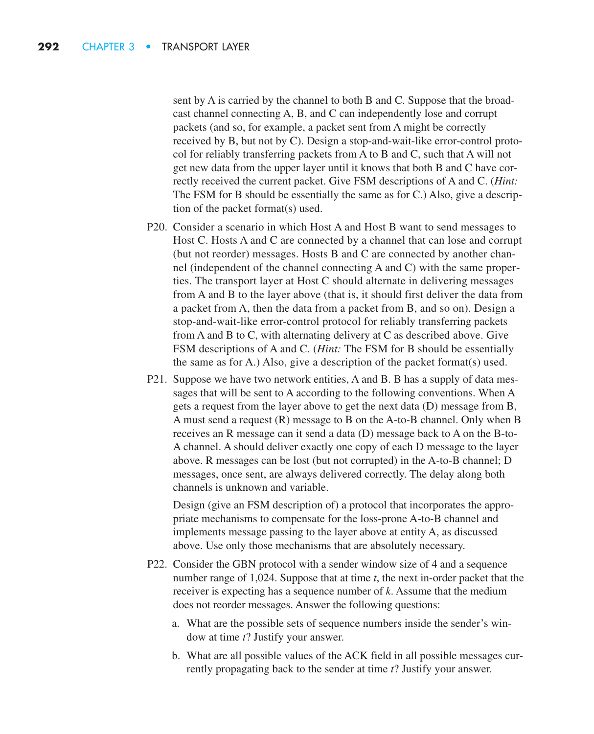sent by A is carried by the channel to both B and C. Suppose that the broadcast channel connecting A, B, and C can independently lose and corrupt packets (and so, for example, a packet sent from A might be correctly received by B, but not by C). Design a stop-and-wait-like error-control protocol for reliably transferring packets from A to B and C, such that A will not get new data from the upper layer until it knows that both B and C have correctly received the current packet. Give FSM descriptions of A and C. (*Hint:* The FSM for B should be essentially the same as for C.) Also, give a description of the packet format(s) used.

P20. Consider a scenario in which Host A and Host B want to send messages to Host C. Hosts A and C are connected by a channel that can lose and corrupt (but not reorder) messages. Hosts B and C are connected by another channel (independent of the channel connecting A and C) with the same properties. The transport layer at Host C should alternate in delivering messages from A and B to the layer above (that is, it should first deliver the data from a packet from A, then the data from a packet from B, and so on). Design a stop-and-wait-like error-control protocol for reliably transferring packets from A and B to C, with alternating delivery at C as described above. Give FSM descriptions of A and C. (*Hint:* The FSM for B should be essentially the same as for A.) Also, give a description of the packet format(s) used.

P21. Suppose we have two network entities, A and B. B has a supply of data messages that will be sent to A according to the following conventions. When A gets a request from the layer above to get the next data (D) message from B, A must send a request (R) message to B on the A-to-B channel. Only when B receives an R message can it send a data (D) message back to A on the B-to-A channel. A should deliver exactly one copy of each D message to the layer above. R messages can be lost (but not corrupted) in the A-to-B channel; D messages, once sent, are always delivered correctly. The delay along both channels is unknown and variable.

Design (give an FSM description of) a protocol that incorporates the appropriate mechanisms to compensate for the loss-prone A-to-B channel and implements message passing to the layer above at entity A, as discussed above. Use only those mechanisms that are absolutely necessary.

P22. Consider the GBN protocol with a sender window size of 4 and a sequence number range of 1,024. Suppose that at time $t$, the next in-order packet that the receiver is expecting has a sequence number of $k$. Assume that the medium does not reorder messages. Answer the following questions:

a. What are the possible sets of sequence numbers inside the sender's window at time $t$? Justify your answer.

b. What are all possible values of the ACK field in all possible messages currently propagating back to the sender at time $t$? Justify your answer.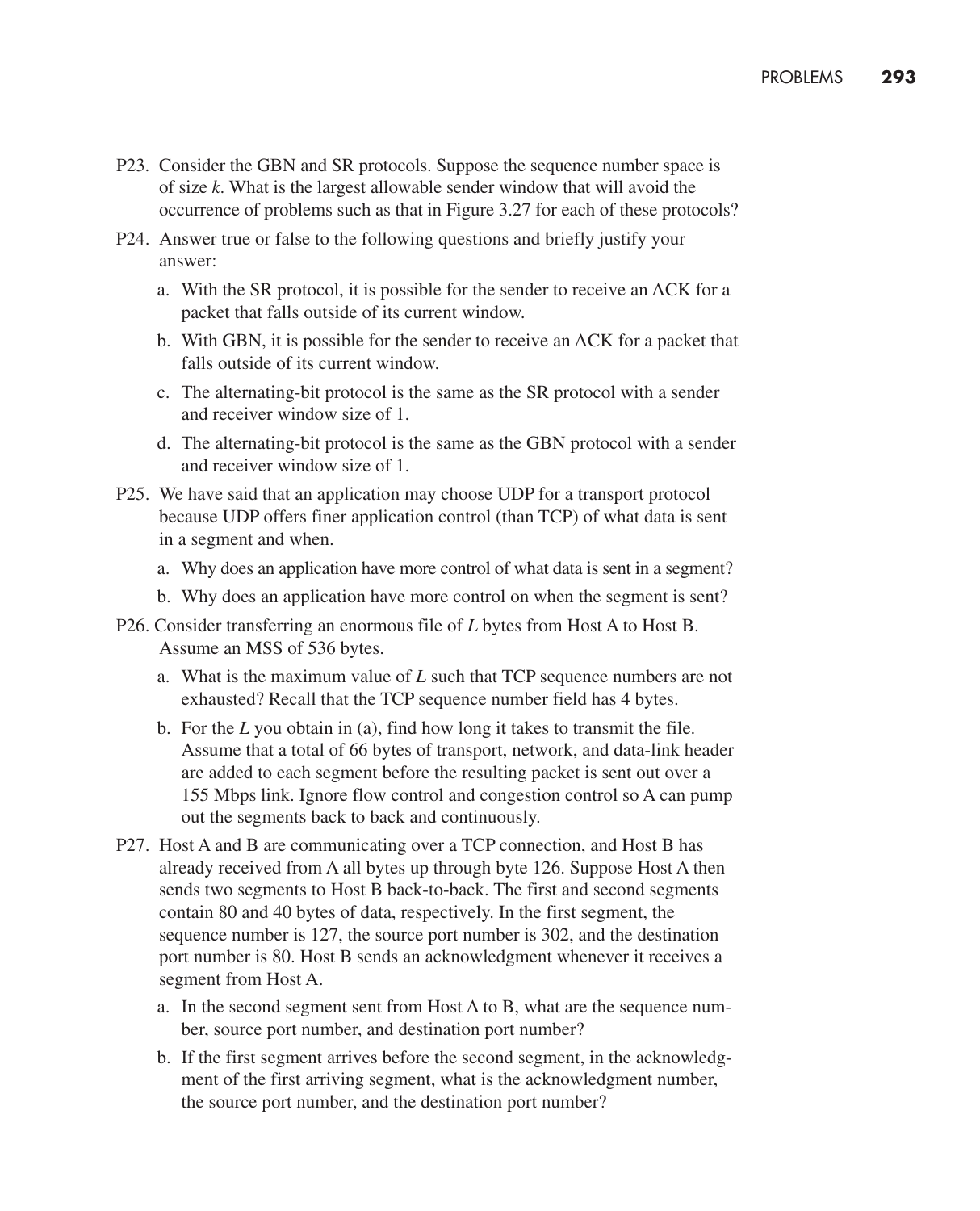P23. Consider the GBN and SR protocols. Suppose the sequence number space is of size $k$. What is the largest allowable sender window that will avoid the occurrence of problems such as that in Figure 3.27 for each of these protocols?

P24. Answer true or false to the following questions and briefly justify your answer:

a. With the SR protocol, it is possible for the sender to receive an ACK for a packet that falls outside of its current window.

b. With GBN, it is possible for the sender to receive an ACK for a packet that falls outside of its current window.

c. The alternating-bit protocol is the same as the SR protocol with a sender and receiver window size of 1.

d. The alternating-bit protocol is the same as the GBN protocol with a sender and receiver window size of 1.

P25. We have said that an application may choose UDP for a transport protocol because UDP offers finer application control (than TCP) of what data is sent in a segment and when.

a. Why does an application have more control of what data is sent in a segment?

b. Why does an application have more control on when the segment is sent?

P26. Consider transferring an enormous file of $L$ bytes from Host A to Host B. Assume an MSS of 536 bytes.

a. What is the maximum value of $L$ such that TCP sequence numbers are not exhausted? Recall that the TCP sequence number field has 4 bytes.

b. For the $L$ you obtain in (a), find how long it takes to transmit the file. Assume that a total of 66 bytes of transport, network, and data-link header are added to each segment before the resulting packet is sent out over a 155 Mbps link. Ignore flow control and congestion control so A can pump out the segments back to back and continuously.

P27. Host A and B are communicating over a TCP connection, and Host B has already received from A all bytes up through byte 126. Suppose Host A then sends two segments to Host B back-to-back. The first and second segments contain 80 and 40 bytes of data, respectively. In the first segment, the sequence number is 127, the source port number is 302, and the destination port number is 80. Host B sends an acknowledgment whenever it receives a segment from Host A.

a. In the second segment sent from Host A to B, what are the sequence number, source port number, and destination port number?

b. If the first segment arrives before the second segment, in the acknowledgment of the first arriving segment, what is the acknowledgment number, the source port number, and the destination port number?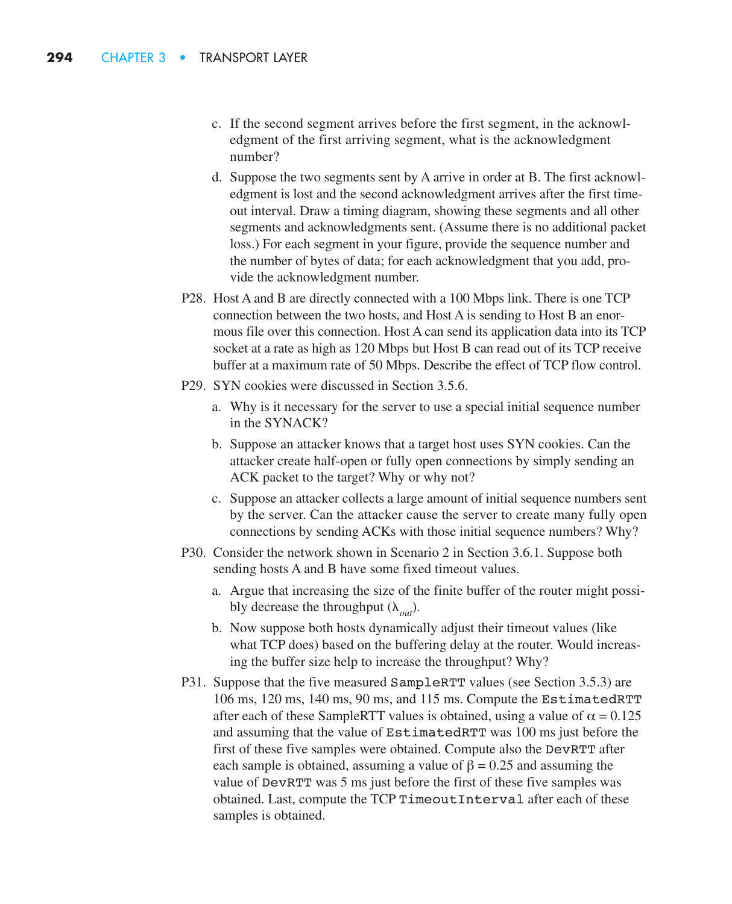c. If the second segment arrives before the first segment, in the acknowledgment of the first arriving segment, what is the acknowledgment number?

d. Suppose the two segments sent by A arrive in order at B. The first acknowledgment is lost and the second acknowledgment arrives after the first timeout interval. Draw a timing diagram, showing these segments and all other segments and acknowledgments sent. (Assume there is no additional packet loss.) For each segment in your figure, provide the sequence number and the number of bytes of data; for each acknowledgment that you add, provide the acknowledgment number.

P28. Host A and B are directly connected with a 100 Mbps link. There is one TCP connection between the two hosts, and Host A is sending to Host B an enormous file over this connection. Host A can send its application data into its TCP socket at a rate as high as 120 Mbps but Host B can read out of its TCP receive buffer at a maximum rate of 50 Mbps. Describe the effect of TCP flow control.

P29. SYN cookies were discussed in Section 3.5.6.

a. Why is it necessary for the server to use a special initial sequence number in the SYNACK?

b. Suppose an attacker knows that a target host uses SYN cookies. Can the attacker create half-open or fully open connections by simply sending an ACK packet to the target? Why or why not?

c. Suppose an attacker collects a large amount of initial sequence numbers sent by the server. Can the attacker cause the server to create many fully open connections by sending ACKs with those initial sequence numbers? Why?

P30. Consider the network shown in Scenario 2 in Section 3.6.1. Suppose both sending hosts A and B have some fixed timeout values.

a. Argue that increasing the size of the finite buffer of the router might possibly decrease the throughput ($\lambda_{out}$).

b. Now suppose both hosts dynamically adjust their timeout values (like what TCP does) based on the buffering delay at the router. Would increasing the buffer size help to increase the throughput? Why?

P31. Suppose that the five measured `SampleRTT` values (see Section 3.5.3) are 106 ms, 120 ms, 140 ms, 90 ms, and 115 ms. Compute the `EstimatedRTT` after each of these SampleRTT values is obtained, using a value of $\alpha = 0.125$ and assuming that the value of `EstimatedRTT` was 100 ms just before the first of these five samples were obtained. Compute also the `DevRTT` after each sample is obtained, assuming a value of $\beta = 0.25$ and assuming the value of `DevRTT` was 5 ms just before the first of these five samples was obtained. Last, compute the TCP `TimeoutInterval` after each of these samples is obtained.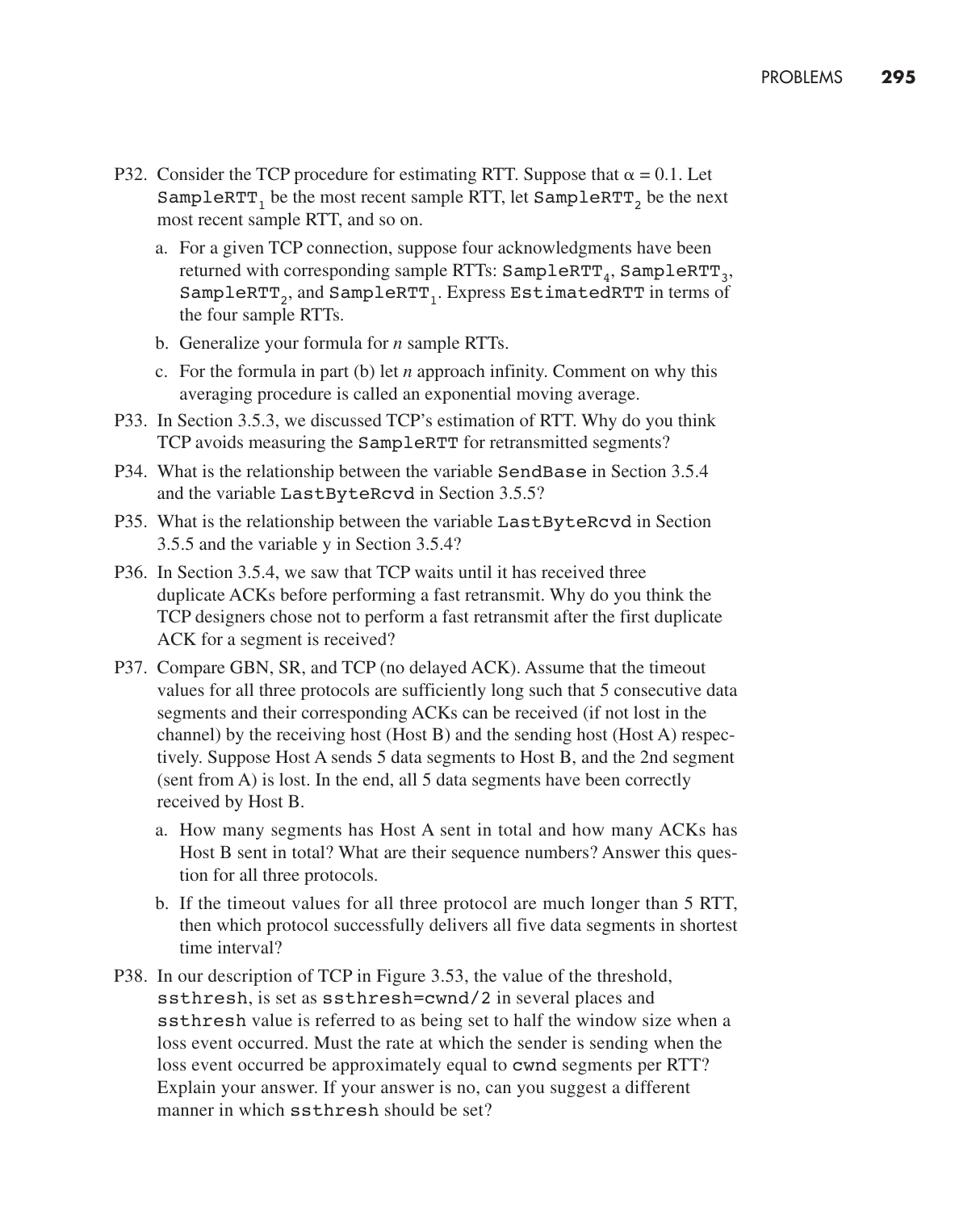P32. Consider the TCP procedure for estimating RTT. Suppose that $\alpha = 0.1$. Let $\texttt{SampleRTT}_1$ be the most recent sample RTT, let $\texttt{SampleRTT}_2$ be the next most recent sample RTT, and so on.

a. For a given TCP connection, suppose four acknowledgments have been returned with corresponding sample RTTs: $\texttt{SampleRTT}_4$, $\texttt{SampleRTT}_3$, $\texttt{SampleRTT}_2$, and $\texttt{SampleRTT}_1$. Express `EstimatedRTT` in terms of the four sample RTTs.

b. Generalize your formula for *n* sample RTTs.

c. For the formula in part (b) let *n* approach infinity. Comment on why this averaging procedure is called an exponential moving average.

P33. In Section 3.5.3, we discussed TCP's estimation of RTT. Why do you think TCP avoids measuring the `SampleRTT` for retransmitted segments?

P34. What is the relationship between the variable `SendBase` in Section 3.5.4 and the variable `LastByteRcvd` in Section 3.5.5?

P35. What is the relationship between the variable `LastByteRcvd` in Section 3.5.5 and the variable y in Section 3.5.4?

P36. In Section 3.5.4, we saw that TCP waits until it has received three duplicate ACKs before performing a fast retransmit. Why do you think the TCP designers chose not to perform a fast retransmit after the first duplicate ACK for a segment is received?

P37. Compare GBN, SR, and TCP (no delayed ACK). Assume that the timeout values for all three protocols are sufficiently long such that 5 consecutive data segments and their corresponding ACKs can be received (if not lost in the channel) by the receiving host (Host B) and the sending host (Host A) respectively. Suppose Host A sends 5 data segments to Host B, and the 2nd segment (sent from A) is lost. In the end, all 5 data segments have been correctly received by Host B.

a. How many segments has Host A sent in total and how many ACKs has Host B sent in total? What are their sequence numbers? Answer this question for all three protocols.

b. If the timeout values for all three protocol are much longer than 5 RTT, then which protocol successfully delivers all five data segments in shortest time interval?

P38. In our description of TCP in Figure 3.53, the value of the threshold, `ssthresh`, is set as `ssthresh=cwnd/2` in several places and `ssthresh` value is referred to as being set to half the window size when a loss event occurred. Must the rate at which the sender is sending when the loss event occurred be approximately equal to `cwnd` segments per RTT? Explain your answer. If your answer is no, can you suggest a different manner in which `ssthresh` should be set?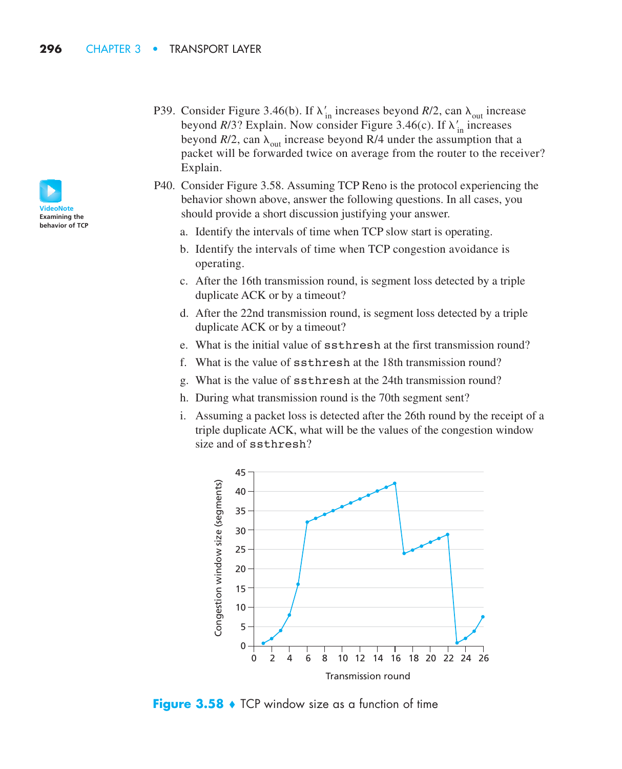P39. Consider Figure 3.46(b). If $\lambda'_{in}$ increases beyond $R/2$, can $\lambda_{out}$ increase beyond $R/3$? Explain. Now consider Figure 3.46(c). If $\lambda'_{in}$ increases beyond $R/2$, can $\lambda_{out}$ increase beyond R/4 under the assumption that a packet will be forwarded twice on average from the router to the receiver? Explain.

VideoNote
Examining the behavior of TCP

P40. Consider Figure 3.58. Assuming TCP Reno is the protocol experiencing the behavior shown above, answer the following questions. In all cases, you should provide a short discussion justifying your answer.

a. Identify the intervals of time when TCP slow start is operating.

b. Identify the intervals of time when TCP congestion avoidance is operating.

c. After the 16th transmission round, is segment loss detected by a triple duplicate ACK or by a timeout?

d. After the 22nd transmission round, is segment loss detected by a triple duplicate ACK or by a timeout?

e. What is the initial value of `ssthresh` at the first transmission round?

f. What is the value of `ssthresh` at the 18th transmission round?

g. What is the value of `ssthresh` at the 24th transmission round?

h. During what transmission round is the 70th segment sent?

i. Assuming a packet loss is detected after the 26th round by the receipt of a triple duplicate ACK, what will be the values of the congestion window size and of `ssthresh`?

**Figure 3.58** ♦ TCP window size as a function of time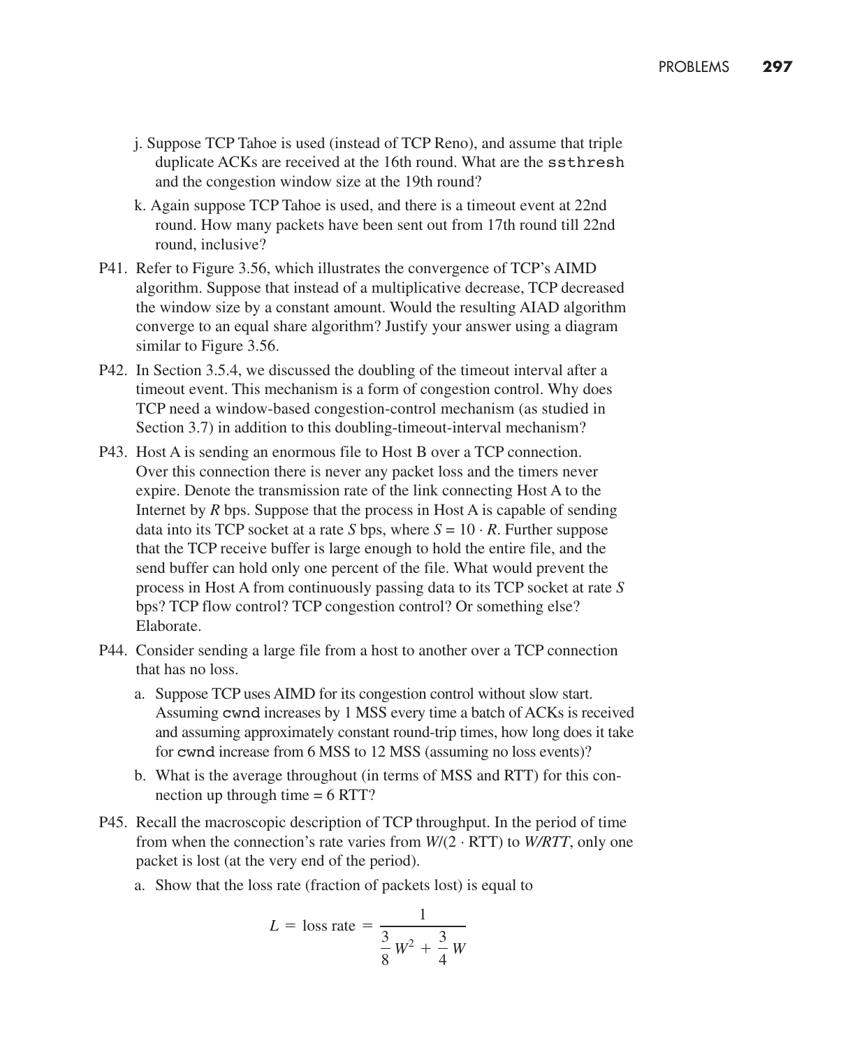j. Suppose TCP Tahoe is used (instead of TCP Reno), and assume that triple duplicate ACKs are received at the 16th round. What are the `ssthresh` and the congestion window size at the 19th round?

k. Again suppose TCP Tahoe is used, and there is a timeout event at 22nd round. How many packets have been sent out from 17th round till 22nd round, inclusive?

P41. Refer to Figure 3.56, which illustrates the convergence of TCP's AIMD algorithm. Suppose that instead of a multiplicative decrease, TCP decreased the window size by a constant amount. Would the resulting AIAD algorithm converge to an equal share algorithm? Justify your answer using a diagram similar to Figure 3.56.

P42. In Section 3.5.4, we discussed the doubling of the timeout interval after a timeout event. This mechanism is a form of congestion control. Why does TCP need a window-based congestion-control mechanism (as studied in Section 3.7) in addition to this doubling-timeout-interval mechanism?

P43. Host A is sending an enormous file to Host B over a TCP connection. Over this connection there is never any packet loss and the timers never expire. Denote the transmission rate of the link connecting Host A to the Internet by $R$ bps. Suppose that the process in Host A is capable of sending data into its TCP socket at a rate $S$ bps, where $S = 10 \cdot R$. Further suppose that the TCP receive buffer is large enough to hold the entire file, and the send buffer can hold only one percent of the file. What would prevent the process in Host A from continuously passing data to its TCP socket at rate $S$ bps? TCP flow control? TCP congestion control? Or something else? Elaborate.

P44. Consider sending a large file from a host to another over a TCP connection that has no loss.

a. Suppose TCP uses AIMD for its congestion control without slow start. Assuming `cwnd` increases by 1 MSS every time a batch of ACKs is received and assuming approximately constant round-trip times, how long does it take for `cwnd` increase from 6 MSS to 12 MSS (assuming no loss events)?

b. What is the average throughout (in terms of MSS and RTT) for this connection up through time = 6 RTT?

P45. Recall the macroscopic description of TCP throughput. In the period of time from when the connection's rate varies from $W/(2 \cdot \text{RTT})$ to $W/RTT$, only one packet is lost (at the very end of the period).

a. Show that the loss rate (fraction of packets lost) is equal to

$$L = \text{loss rate} = \frac{1}{\frac{3}{8}W^2 + \frac{3}{4}W}$$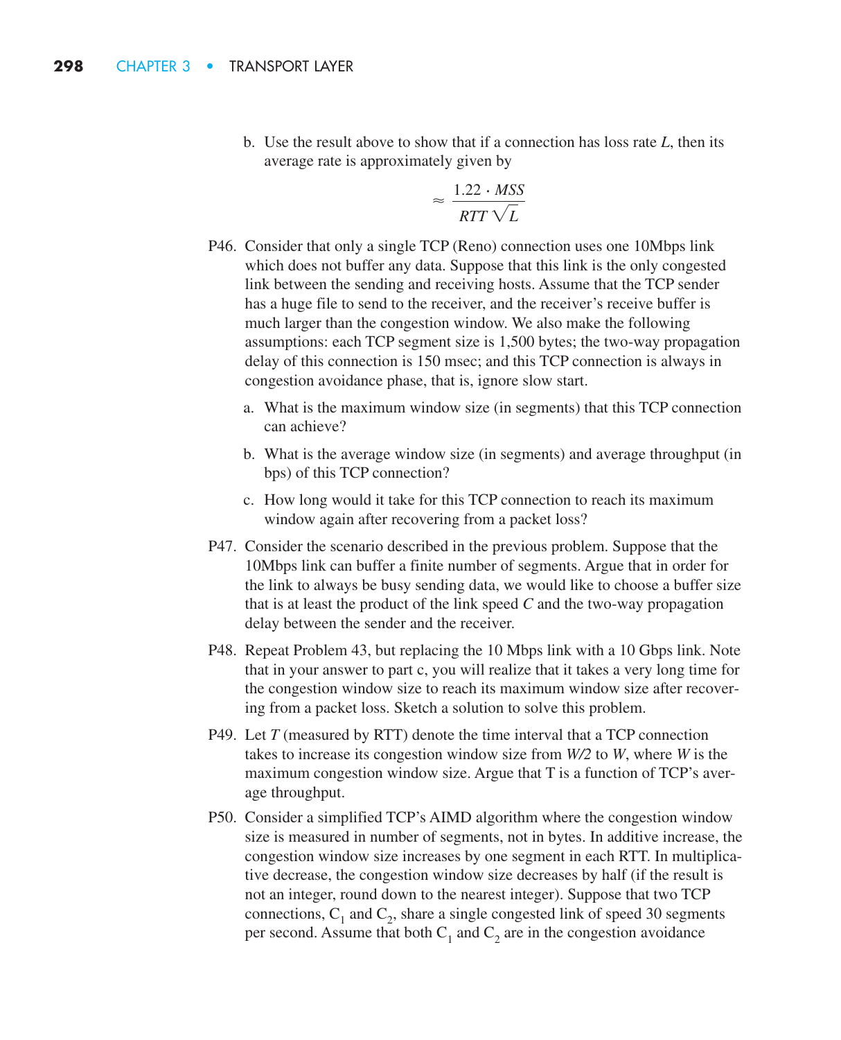b. Use the result above to show that if a connection has loss rate $L$, then its average rate is approximately given by

$$\approx \frac{1.22 \cdot MSS}{RTT\sqrt{L}}$$

P46. Consider that only a single TCP (Reno) connection uses one 10Mbps link which does not buffer any data. Suppose that this link is the only congested link between the sending and receiving hosts. Assume that the TCP sender has a huge file to send to the receiver, and the receiver's receive buffer is much larger than the congestion window. We also make the following assumptions: each TCP segment size is 1,500 bytes; the two-way propagation delay of this connection is 150 msec; and this TCP connection is always in congestion avoidance phase, that is, ignore slow start.

a. What is the maximum window size (in segments) that this TCP connection can achieve?

b. What is the average window size (in segments) and average throughput (in bps) of this TCP connection?

c. How long would it take for this TCP connection to reach its maximum window again after recovering from a packet loss?

P47. Consider the scenario described in the previous problem. Suppose that the 10Mbps link can buffer a finite number of segments. Argue that in order for the link to always be busy sending data, we would like to choose a buffer size that is at least the product of the link speed $C$ and the two-way propagation delay between the sender and the receiver.

P48. Repeat Problem 43, but replacing the 10 Mbps link with a 10 Gbps link. Note that in your answer to part c, you will realize that it takes a very long time for the congestion window size to reach its maximum window size after recovering from a packet loss. Sketch a solution to solve this problem.

P49. Let $T$ (measured by RTT) denote the time interval that a TCP connection takes to increase its congestion window size from $W/2$ to $W$, where $W$ is the maximum congestion window size. Argue that T is a function of TCP's average throughput.

P50. Consider a simplified TCP's AIMD algorithm where the congestion window size is measured in number of segments, not in bytes. In additive increase, the congestion window size increases by one segment in each RTT. In multiplicative decrease, the congestion window size decreases by half (if the result is not an integer, round down to the nearest integer). Suppose that two TCP connections, $C_1$ and $C_2$, share a single congested link of speed 30 segments per second. Assume that both $C_1$ and $C_2$ are in the congestion avoidance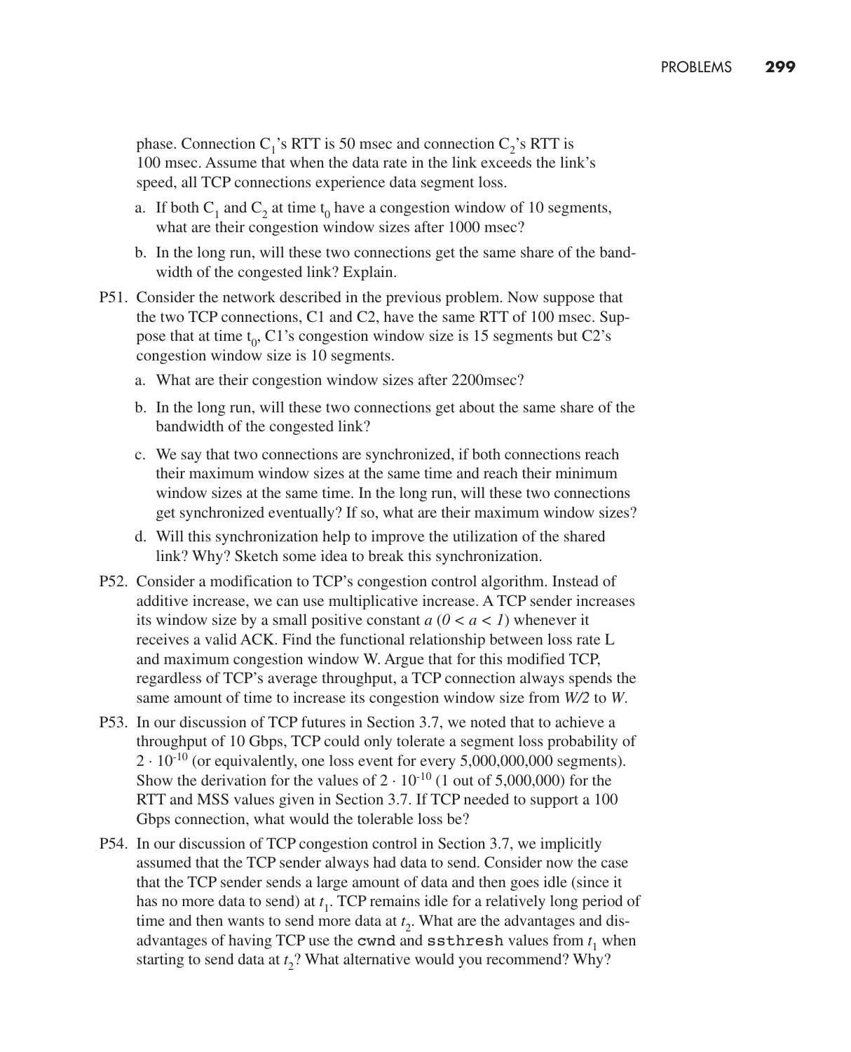phase. Connection $C_1$'s RTT is 50 msec and connection $C_2$'s RTT is 100 msec. Assume that when the data rate in the link exceeds the link's speed, all TCP connections experience data segment loss.

a. If both $C_1$ and $C_2$ at time $t_0$ have a congestion window of 10 segments, what are their congestion window sizes after 1000 msec?

b. In the long run, will these two connections get the same share of the bandwidth of the congested link? Explain.

P51. Consider the network described in the previous problem. Now suppose that the two TCP connections, C1 and C2, have the same RTT of 100 msec. Suppose that at time $t_0$, C1's congestion window size is 15 segments but C2's congestion window size is 10 segments.

a. What are their congestion window sizes after 2200msec?

b. In the long run, will these two connections get about the same share of the bandwidth of the congested link?

c. We say that two connections are synchronized, if both connections reach their maximum window sizes at the same time and reach their minimum window sizes at the same time. In the long run, will these two connections get synchronized eventually? If so, what are their maximum window sizes?

d. Will this synchronization help to improve the utilization of the shared link? Why? Sketch some idea to break this synchronization.

P52. Consider a modification to TCP's congestion control algorithm. Instead of additive increase, we can use multiplicative increase. A TCP sender increases its window size by a small positive constant $a$ $(0 < a < 1)$ whenever it receives a valid ACK. Find the functional relationship between loss rate L and maximum congestion window W. Argue that for this modified TCP, regardless of TCP's average throughput, a TCP connection always spends the same amount of time to increase its congestion window size from $W/2$ to $W$.

P53. In our discussion of TCP futures in Section 3.7, we noted that to achieve a throughput of 10 Gbps, TCP could only tolerate a segment loss probability of $2 \cdot 10^{-10}$ (or equivalently, one loss event for every 5,000,000,000 segments). Show the derivation for the values of $2 \cdot 10^{-10}$ (1 out of 5,000,000) for the RTT and MSS values given in Section 3.7. If TCP needed to support a 100 Gbps connection, what would the tolerable loss be?

P54. In our discussion of TCP congestion control in Section 3.7, we implicitly assumed that the TCP sender always had data to send. Consider now the case that the TCP sender sends a large amount of data and then goes idle (since it has no more data to send) at $t_1$. TCP remains idle for a relatively long period of time and then wants to send more data at $t_2$. What are the advantages and disadvantages of having TCP use the `cwnd` and `ssthresh` values from $t_1$ when starting to send data at $t_2$? What alternative would you recommend? Why?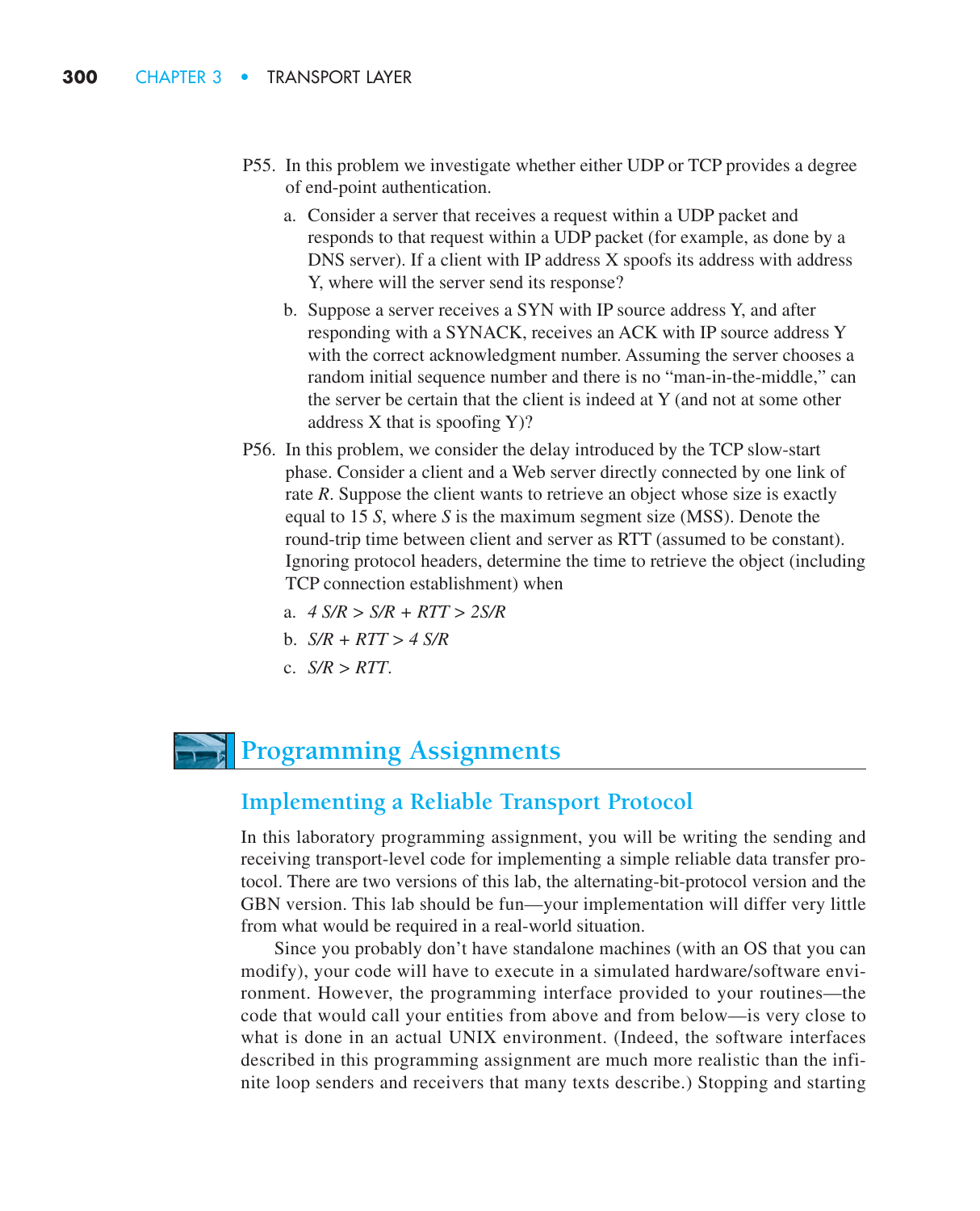P55. In this problem we investigate whether either UDP or TCP provides a degree of end-point authentication.

a. Consider a server that receives a request within a UDP packet and responds to that request within a UDP packet (for example, as done by a DNS server). If a client with IP address X spoofs its address with address Y, where will the server send its response?

b. Suppose a server receives a SYN with IP source address Y, and after responding with a SYNACK, receives an ACK with IP source address Y with the correct acknowledgment number. Assuming the server chooses a random initial sequence number and there is no "man-in-the-middle," can the server be certain that the client is indeed at Y (and not at some other address X that is spoofing Y)?

P56. In this problem, we consider the delay introduced by the TCP slow-start phase. Consider a client and a Web server directly connected by one link of rate $R$. Suppose the client wants to retrieve an object whose size is exactly equal to 15 $S$, where $S$ is the maximum segment size (MSS). Denote the round-trip time between client and server as RTT (assumed to be constant). Ignoring protocol headers, determine the time to retrieve the object (including TCP connection establishment) when

a. $4\,S/R > S/R + RTT > 2S/R$

b. $S/R + RTT > 4\,S/R$

c. $S/R > RTT$.

# Programming Assignments

## Implementing a Reliable Transport Protocol

In this laboratory programming assignment, you will be writing the sending and receiving transport-level code for implementing a simple reliable data transfer protocol. There are two versions of this lab, the alternating-bit-protocol version and the GBN version. This lab should be fun—your implementation will differ very little from what would be required in a real-world situation.

Since you probably don't have standalone machines (with an OS that you can modify), your code will have to execute in a simulated hardware/software environment. However, the programming interface provided to your routines—the code that would call your entities from above and from below—is very close to what is done in an actual UNIX environment. (Indeed, the software interfaces described in this programming assignment are much more realistic than the infinite loop senders and receivers that many texts describe.) Stopping and starting